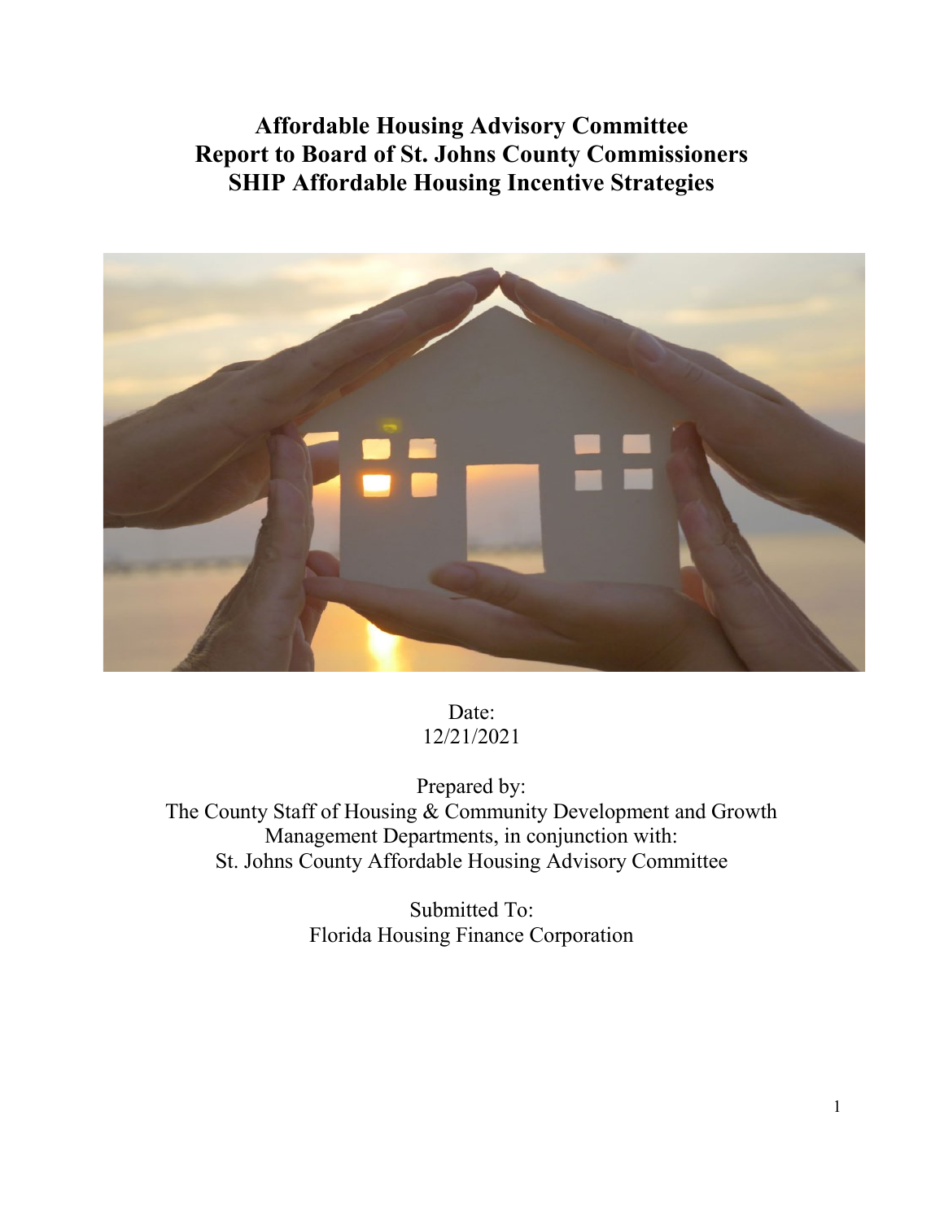# Affordable Housing Advisory Committee
# Report to Board of St. Johns County Commissioners
# SHIP Affordable Housing Incentive Strategies

Date:
12/21/2021

Prepared by:
The County Staff of Housing & Community Development and Growth Management Departments, in conjunction with:
St. Johns County Affordable Housing Advisory Committee

Submitted To:
Florida Housing Finance Corporation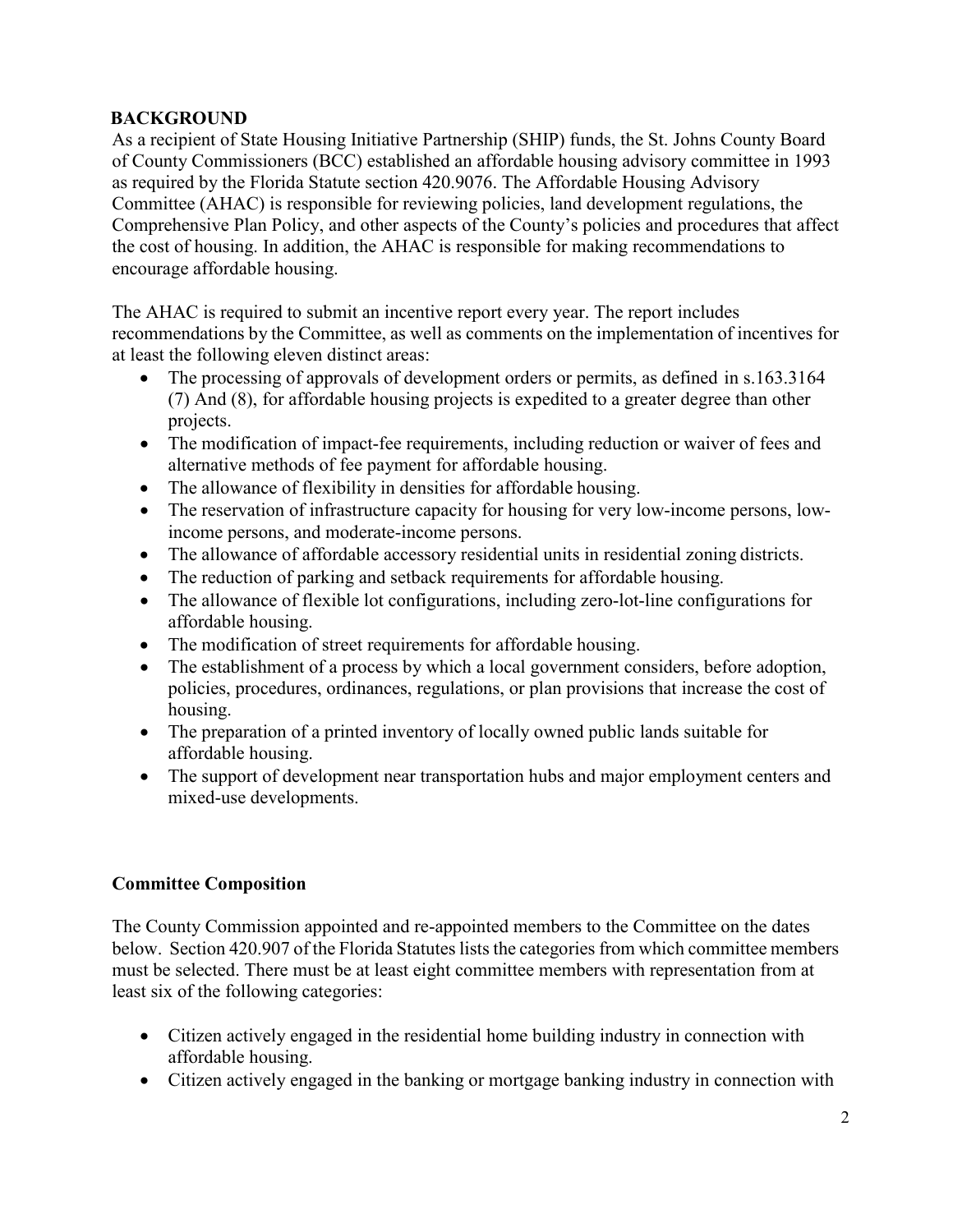## BACKGROUND

As a recipient of State Housing Initiative Partnership (SHIP) funds, the St. Johns County Board of County Commissioners (BCC) established an affordable housing advisory committee in 1993 as required by the Florida Statute section 420.9076. The Affordable Housing Advisory Committee (AHAC) is responsible for reviewing policies, land development regulations, the Comprehensive Plan Policy, and other aspects of the County's policies and procedures that affect the cost of housing. In addition, the AHAC is responsible for making recommendations to encourage affordable housing.

The AHAC is required to submit an incentive report every year. The report includes recommendations by the Committee, as well as comments on the implementation of incentives for at least the following eleven distinct areas:

- The processing of approvals of development orders or permits, as defined in s.163.3164 (7) And (8), for affordable housing projects is expedited to a greater degree than other projects.
- The modification of impact-fee requirements, including reduction or waiver of fees and alternative methods of fee payment for affordable housing.
- The allowance of flexibility in densities for affordable housing.
- The reservation of infrastructure capacity for housing for very low-income persons, low-income persons, and moderate-income persons.
- The allowance of affordable accessory residential units in residential zoning districts.
- The reduction of parking and setback requirements for affordable housing.
- The allowance of flexible lot configurations, including zero-lot-line configurations for affordable housing.
- The modification of street requirements for affordable housing.
- The establishment of a process by which a local government considers, before adoption, policies, procedures, ordinances, regulations, or plan provisions that increase the cost of housing.
- The preparation of a printed inventory of locally owned public lands suitable for affordable housing.
- The support of development near transportation hubs and major employment centers and mixed-use developments.

## Committee Composition

The County Commission appointed and re-appointed members to the Committee on the dates below. Section 420.907 of the Florida Statutes lists the categories from which committee members must be selected. There must be at least eight committee members with representation from at least six of the following categories:

- Citizen actively engaged in the residential home building industry in connection with affordable housing.
- Citizen actively engaged in the banking or mortgage banking industry in connection with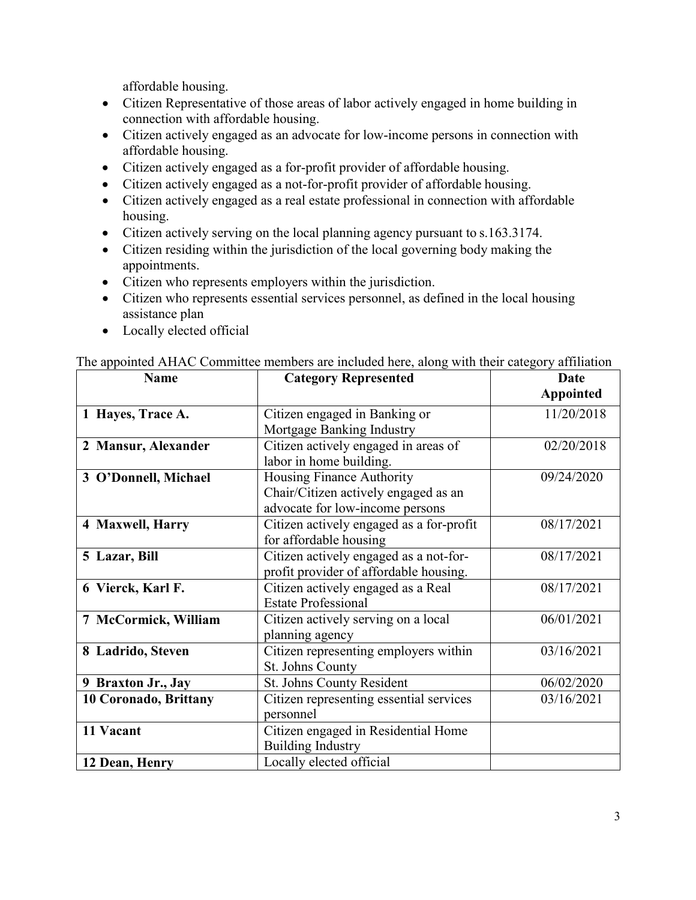affordable housing.

- Citizen Representative of those areas of labor actively engaged in home building in connection with affordable housing.
- Citizen actively engaged as an advocate for low-income persons in connection with affordable housing.
- Citizen actively engaged as a for-profit provider of affordable housing.
- Citizen actively engaged as a not-for-profit provider of affordable housing.
- Citizen actively engaged as a real estate professional in connection with affordable housing.
- Citizen actively serving on the local planning agency pursuant to s.163.3174.
- Citizen residing within the jurisdiction of the local governing body making the appointments.
- Citizen who represents employers within the jurisdiction.
- Citizen who represents essential services personnel, as defined in the local housing assistance plan
- Locally elected official

The appointed AHAC Committee members are included here, along with their category affiliation

| Name | Category Represented | Date Appointed |
|---|---|---|
| **1 Hayes, Trace A.** | Citizen engaged in Banking or Mortgage Banking Industry | 11/20/2018 |
| **2 Mansur, Alexander** | Citizen actively engaged in areas of labor in home building. | 02/20/2018 |
| **3 O'Donnell, Michael** | Housing Finance Authority Chair/Citizen actively engaged as an advocate for low-income persons | 09/24/2020 |
| **4 Maxwell, Harry** | Citizen actively engaged as a for-profit for affordable housing | 08/17/2021 |
| **5 Lazar, Bill** | Citizen actively engaged as a not-for-profit provider of affordable housing. | 08/17/2021 |
| **6 Vierck, Karl F.** | Citizen actively engaged as a Real Estate Professional | 08/17/2021 |
| **7 McCormick, William** | Citizen actively serving on a local planning agency | 06/01/2021 |
| **8 Ladrido, Steven** | Citizen representing employers within St. Johns County | 03/16/2021 |
| **9 Braxton Jr., Jay** | St. Johns County Resident | 06/02/2020 |
| **10 Coronado, Brittany** | Citizen representing essential services personnel | 03/16/2021 |
| **11 Vacant** | Citizen engaged in Residential Home Building Industry | |
| **12 Dean, Henry** | Locally elected official | |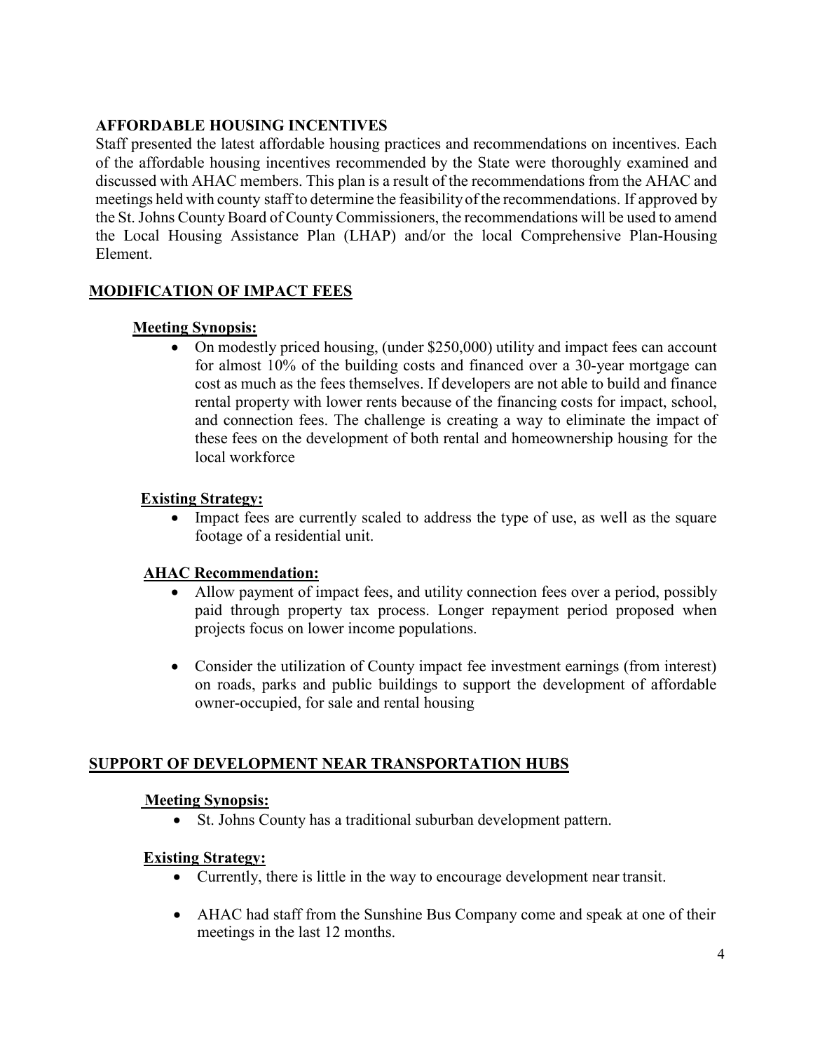## AFFORDABLE HOUSING INCENTIVES

Staff presented the latest affordable housing practices and recommendations on incentives. Each of the affordable housing incentives recommended by the State were thoroughly examined and discussed with AHAC members. This plan is a result of the recommendations from the AHAC and meetings held with county staff to determine the feasibility of the recommendations. If approved by the St. Johns County Board of County Commissioners, the recommendations will be used to amend the Local Housing Assistance Plan (LHAP) and/or the local Comprehensive Plan-Housing Element.

### MODIFICATION OF IMPACT FEES

**Meeting Synopsis:**

- On modestly priced housing, (under $250,000) utility and impact fees can account for almost 10% of the building costs and financed over a 30-year mortgage can cost as much as the fees themselves. If developers are not able to build and finance rental property with lower rents because of the financing costs for impact, school, and connection fees. The challenge is creating a way to eliminate the impact of these fees on the development of both rental and homeownership housing for the local workforce

**Existing Strategy:**

- Impact fees are currently scaled to address the type of use, as well as the square footage of a residential unit.

**AHAC Recommendation:**

- Allow payment of impact fees, and utility connection fees over a period, possibly paid through property tax process. Longer repayment period proposed when projects focus on lower income populations.
- Consider the utilization of County impact fee investment earnings (from interest) on roads, parks and public buildings to support the development of affordable owner-occupied, for sale and rental housing

### SUPPORT OF DEVELOPMENT NEAR TRANSPORTATION HUBS

**Meeting Synopsis:**

- St. Johns County has a traditional suburban development pattern.

**Existing Strategy:**

- Currently, there is little in the way to encourage development near transit.
- AHAC had staff from the Sunshine Bus Company come and speak at one of their meetings in the last 12 months.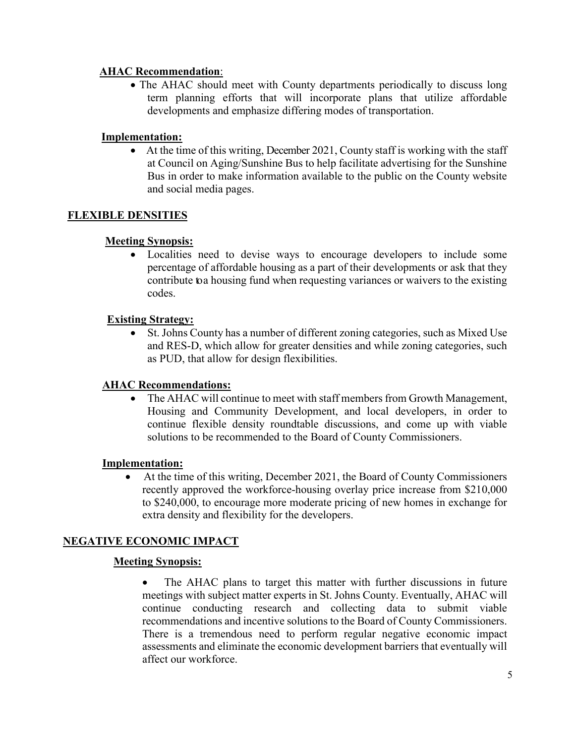**AHAC Recommendation**:

- The AHAC should meet with County departments periodically to discuss long term planning efforts that will incorporate plans that utilize affordable developments and emphasize differing modes of transportation.

**Implementation:**

- At the time of this writing, December 2021, County staff is working with the staff at Council on Aging/Sunshine Bus to help facilitate advertising for the Sunshine Bus in order to make information available to the public on the County website and social media pages.

## FLEXIBLE DENSITIES

**Meeting Synopsis:**

- Localities need to devise ways to encourage developers to include some percentage of affordable housing as a part of their developments or ask that they contribute to a housing fund when requesting variances or waivers to the existing codes.

**Existing Strategy:**

- St. Johns County has a number of different zoning categories, such as Mixed Use and RES-D, which allow for greater densities and while zoning categories, such as PUD, that allow for design flexibilities.

**AHAC Recommendations:**

- The AHAC will continue to meet with staff members from Growth Management, Housing and Community Development, and local developers, in order to continue flexible density roundtable discussions, and come up with viable solutions to be recommended to the Board of County Commissioners.

**Implementation:**

- At the time of this writing, December 2021, the Board of County Commissioners recently approved the workforce-housing overlay price increase from $210,000 to $240,000, to encourage more moderate pricing of new homes in exchange for extra density and flexibility for the developers.

## NEGATIVE ECONOMIC IMPACT

**Meeting Synopsis:**

- The AHAC plans to target this matter with further discussions in future meetings with subject matter experts in St. Johns County. Eventually, AHAC will continue conducting research and collecting data to submit viable recommendations and incentive solutions to the Board of County Commissioners. There is a tremendous need to perform regular negative economic impact assessments and eliminate the economic development barriers that eventually will affect our workforce.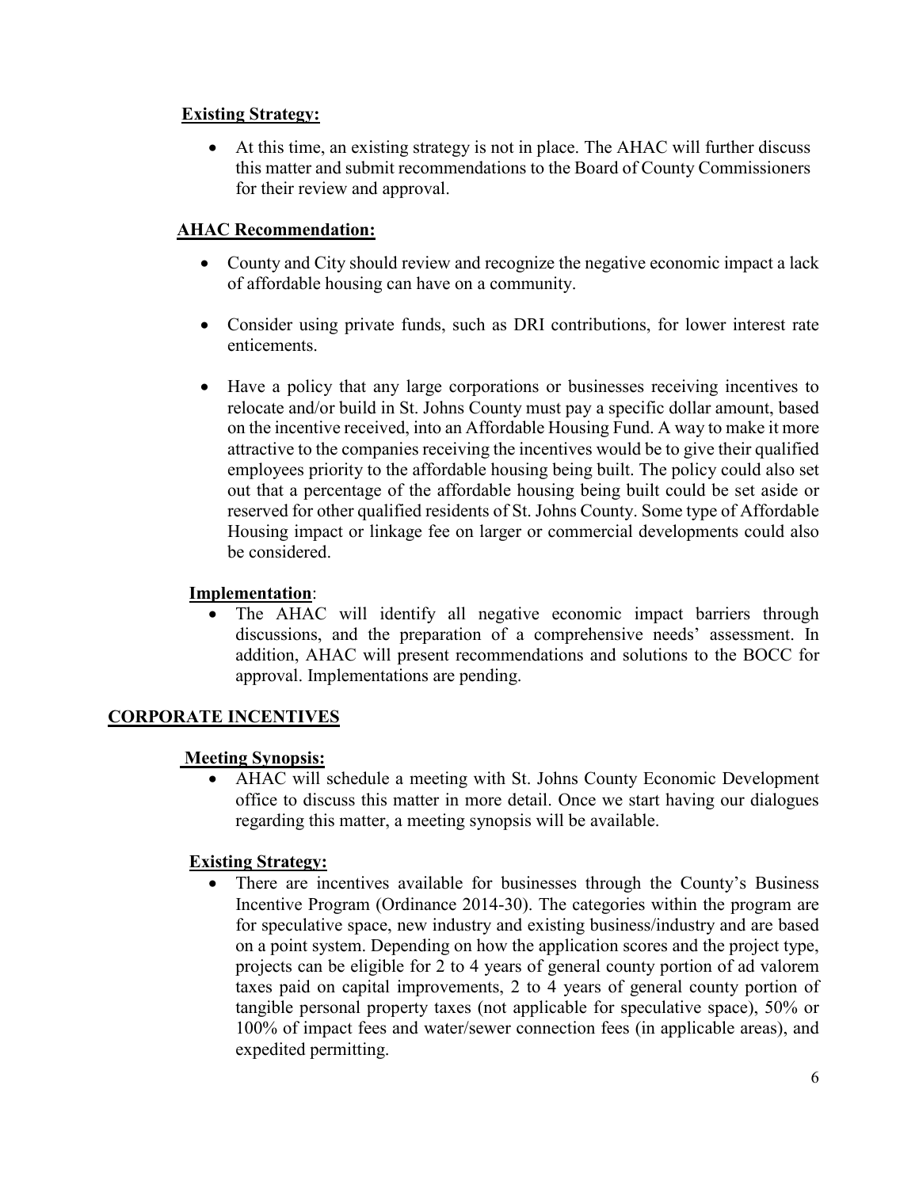**Existing Strategy:**

- At this time, an existing strategy is not in place. The AHAC will further discuss this matter and submit recommendations to the Board of County Commissioners for their review and approval.

**AHAC Recommendation:**

- County and City should review and recognize the negative economic impact a lack of affordable housing can have on a community.
- Consider using private funds, such as DRI contributions, for lower interest rate enticements.
- Have a policy that any large corporations or businesses receiving incentives to relocate and/or build in St. Johns County must pay a specific dollar amount, based on the incentive received, into an Affordable Housing Fund. A way to make it more attractive to the companies receiving the incentives would be to give their qualified employees priority to the affordable housing being built. The policy could also set out that a percentage of the affordable housing being built could be set aside or reserved for other qualified residents of St. Johns County. Some type of Affordable Housing impact or linkage fee on larger or commercial developments could also be considered.

**Implementation**:

- The AHAC will identify all negative economic impact barriers through discussions, and the preparation of a comprehensive needs' assessment. In addition, AHAC will present recommendations and solutions to the BOCC for approval. Implementations are pending.

## CORPORATE INCENTIVES

**Meeting Synopsis:**

- AHAC will schedule a meeting with St. Johns County Economic Development office to discuss this matter in more detail. Once we start having our dialogues regarding this matter, a meeting synopsis will be available.

**Existing Strategy:**

- There are incentives available for businesses through the County's Business Incentive Program (Ordinance 2014-30). The categories within the program are for speculative space, new industry and existing business/industry and are based on a point system. Depending on how the application scores and the project type, projects can be eligible for 2 to 4 years of general county portion of ad valorem taxes paid on capital improvements, 2 to 4 years of general county portion of tangible personal property taxes (not applicable for speculative space), 50% or 100% of impact fees and water/sewer connection fees (in applicable areas), and expedited permitting.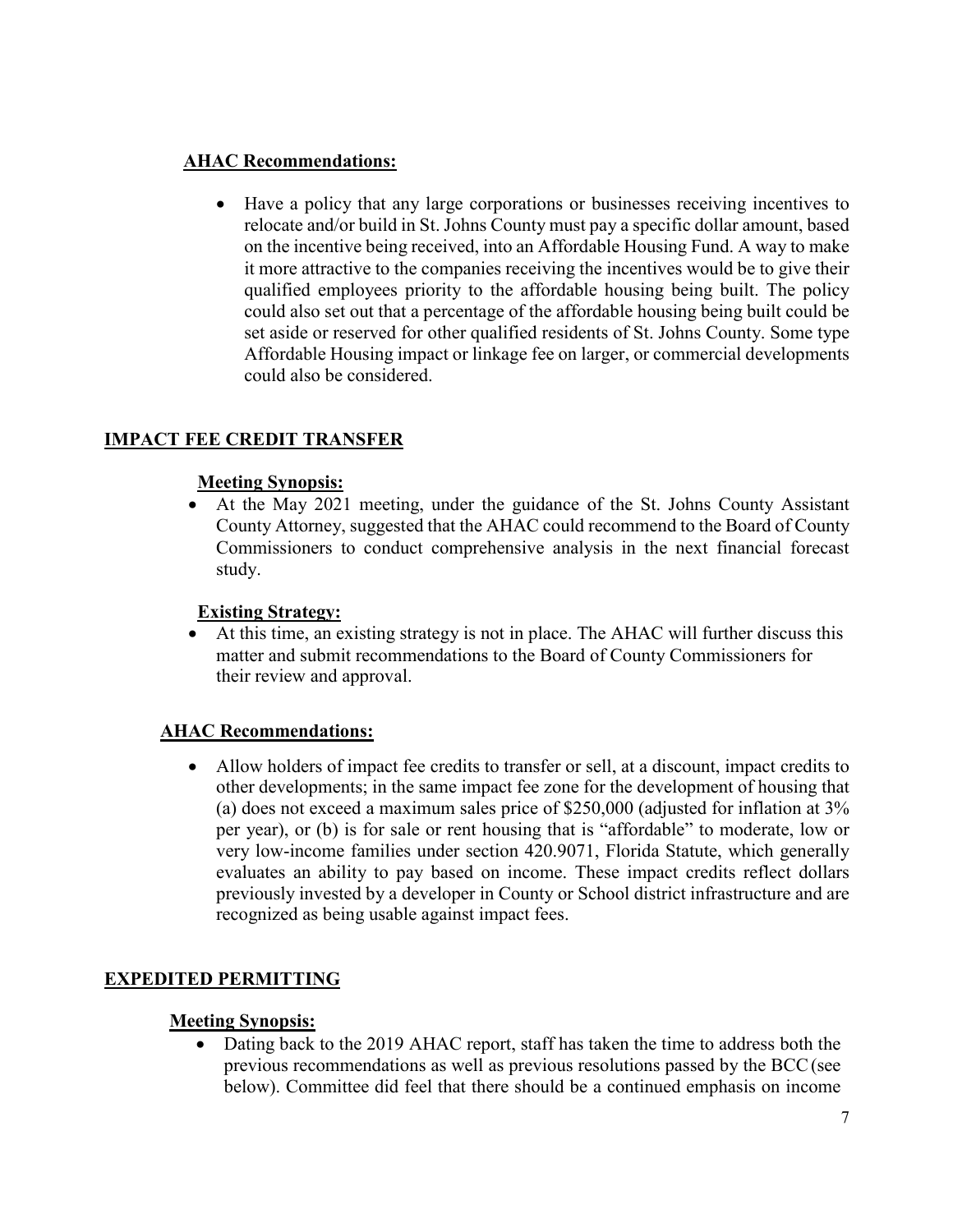**AHAC Recommendations:**

- Have a policy that any large corporations or businesses receiving incentives to relocate and/or build in St. Johns County must pay a specific dollar amount, based on the incentive being received, into an Affordable Housing Fund. A way to make it more attractive to the companies receiving the incentives would be to give their qualified employees priority to the affordable housing being built. The policy could also set out that a percentage of the affordable housing being built could be set aside or reserved for other qualified residents of St. Johns County. Some type Affordable Housing impact or linkage fee on larger, or commercial developments could also be considered.

## IMPACT FEE CREDIT TRANSFER

**Meeting Synopsis:**

- At the May 2021 meeting, under the guidance of the St. Johns County Assistant County Attorney, suggested that the AHAC could recommend to the Board of County Commissioners to conduct comprehensive analysis in the next financial forecast study.

**Existing Strategy:**

- At this time, an existing strategy is not in place. The AHAC will further discuss this matter and submit recommendations to the Board of County Commissioners for their review and approval.

**AHAC Recommendations:**

- Allow holders of impact fee credits to transfer or sell, at a discount, impact credits to other developments; in the same impact fee zone for the development of housing that (a) does not exceed a maximum sales price of $250,000 (adjusted for inflation at 3% per year), or (b) is for sale or rent housing that is "affordable" to moderate, low or very low-income families under section 420.9071, Florida Statute, which generally evaluates an ability to pay based on income. These impact credits reflect dollars previously invested by a developer in County or School district infrastructure and are recognized as being usable against impact fees.

## EXPEDITED PERMITTING

**Meeting Synopsis:**

- Dating back to the 2019 AHAC report, staff has taken the time to address both the previous recommendations as well as previous resolutions passed by the BCC (see below). Committee did feel that there should be a continued emphasis on income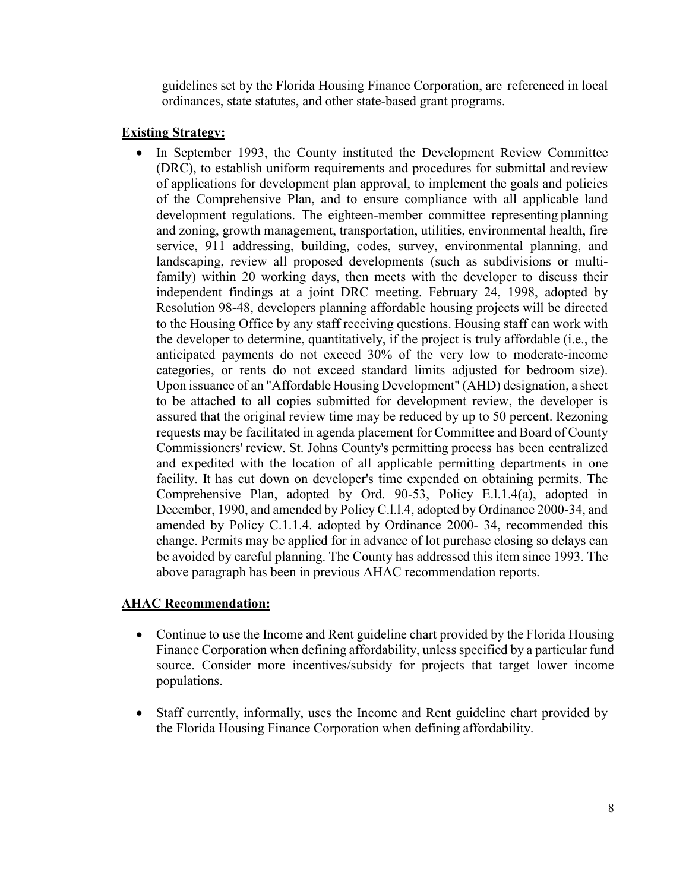guidelines set by the Florida Housing Finance Corporation, are referenced in local ordinances, state statutes, and other state-based grant programs.

**Existing Strategy:**

- In September 1993, the County instituted the Development Review Committee (DRC), to establish uniform requirements and procedures for submittal and review of applications for development plan approval, to implement the goals and policies of the Comprehensive Plan, and to ensure compliance with all applicable land development regulations. The eighteen-member committee representing planning and zoning, growth management, transportation, utilities, environmental health, fire service, 911 addressing, building, codes, survey, environmental planning, and landscaping, review all proposed developments (such as subdivisions or multi-family) within 20 working days, then meets with the developer to discuss their independent findings at a joint DRC meeting. February 24, 1998, adopted by Resolution 98-48, developers planning affordable housing projects will be directed to the Housing Office by any staff receiving questions. Housing staff can work with the developer to determine, quantitatively, if the project is truly affordable (i.e., the anticipated payments do not exceed 30% of the very low to moderate-income categories, or rents do not exceed standard limits adjusted for bedroom size). Upon issuance of an "Affordable Housing Development" (AHD) designation, a sheet to be attached to all copies submitted for development review, the developer is assured that the original review time may be reduced by up to 50 percent. Rezoning requests may be facilitated in agenda placement for Committee and Board of County Commissioners' review. St. Johns County's permitting process has been centralized and expedited with the location of all applicable permitting departments in one facility. It has cut down on developer's time expended on obtaining permits. The Comprehensive Plan, adopted by Ord. 90-53, Policy E.l.1.4(a), adopted in December, 1990, and amended by Policy C.l.l.4, adopted by Ordinance 2000-34, and amended by Policy C.1.1.4. adopted by Ordinance 2000- 34, recommended this change. Permits may be applied for in advance of lot purchase closing so delays can be avoided by careful planning. The County has addressed this item since 1993. The above paragraph has been in previous AHAC recommendation reports.

**AHAC Recommendation:**

- Continue to use the Income and Rent guideline chart provided by the Florida Housing Finance Corporation when defining affordability, unless specified by a particular fund source. Consider more incentives/subsidy for projects that target lower income populations.

- Staff currently, informally, uses the Income and Rent guideline chart provided by the Florida Housing Finance Corporation when defining affordability.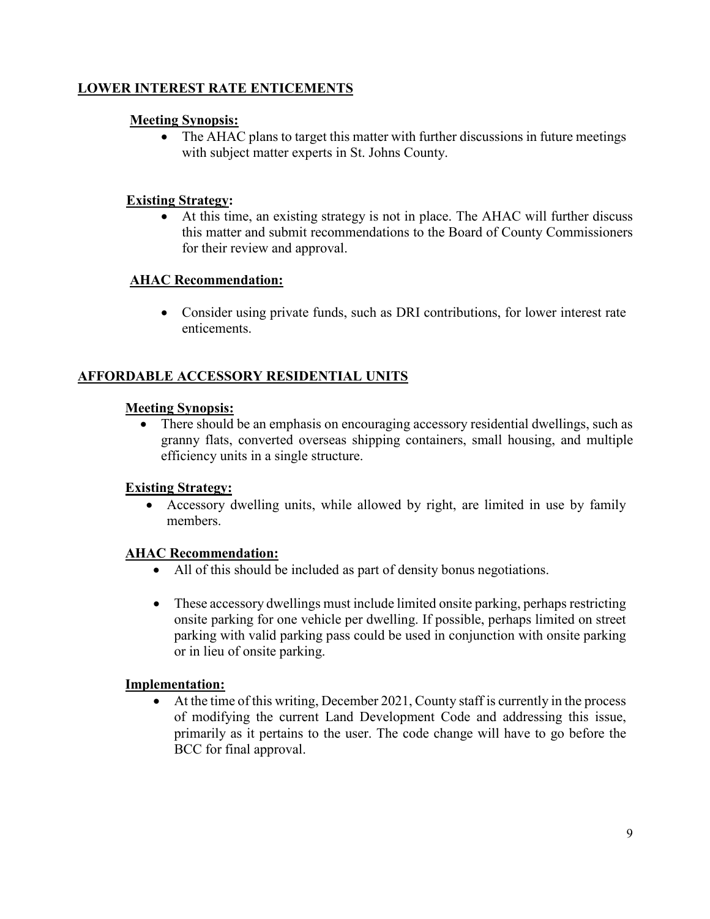## LOWER INTEREST RATE ENTICEMENTS

**Meeting Synopsis:**

- The AHAC plans to target this matter with further discussions in future meetings with subject matter experts in St. Johns County.

**Existing Strategy:**

- At this time, an existing strategy is not in place. The AHAC will further discuss this matter and submit recommendations to the Board of County Commissioners for their review and approval.

**AHAC Recommendation:**

- Consider using private funds, such as DRI contributions, for lower interest rate enticements.

## AFFORDABLE ACCESSORY RESIDENTIAL UNITS

**Meeting Synopsis:**

- There should be an emphasis on encouraging accessory residential dwellings, such as granny flats, converted overseas shipping containers, small housing, and multiple efficiency units in a single structure.

**Existing Strategy:**

- Accessory dwelling units, while allowed by right, are limited in use by family members.

**AHAC Recommendation:**

- All of this should be included as part of density bonus negotiations.
- These accessory dwellings must include limited onsite parking, perhaps restricting onsite parking for one vehicle per dwelling. If possible, perhaps limited on street parking with valid parking pass could be used in conjunction with onsite parking or in lieu of onsite parking.

**Implementation:**

- At the time of this writing, December 2021, County staff is currently in the process of modifying the current Land Development Code and addressing this issue, primarily as it pertains to the user. The code change will have to go before the BCC for final approval.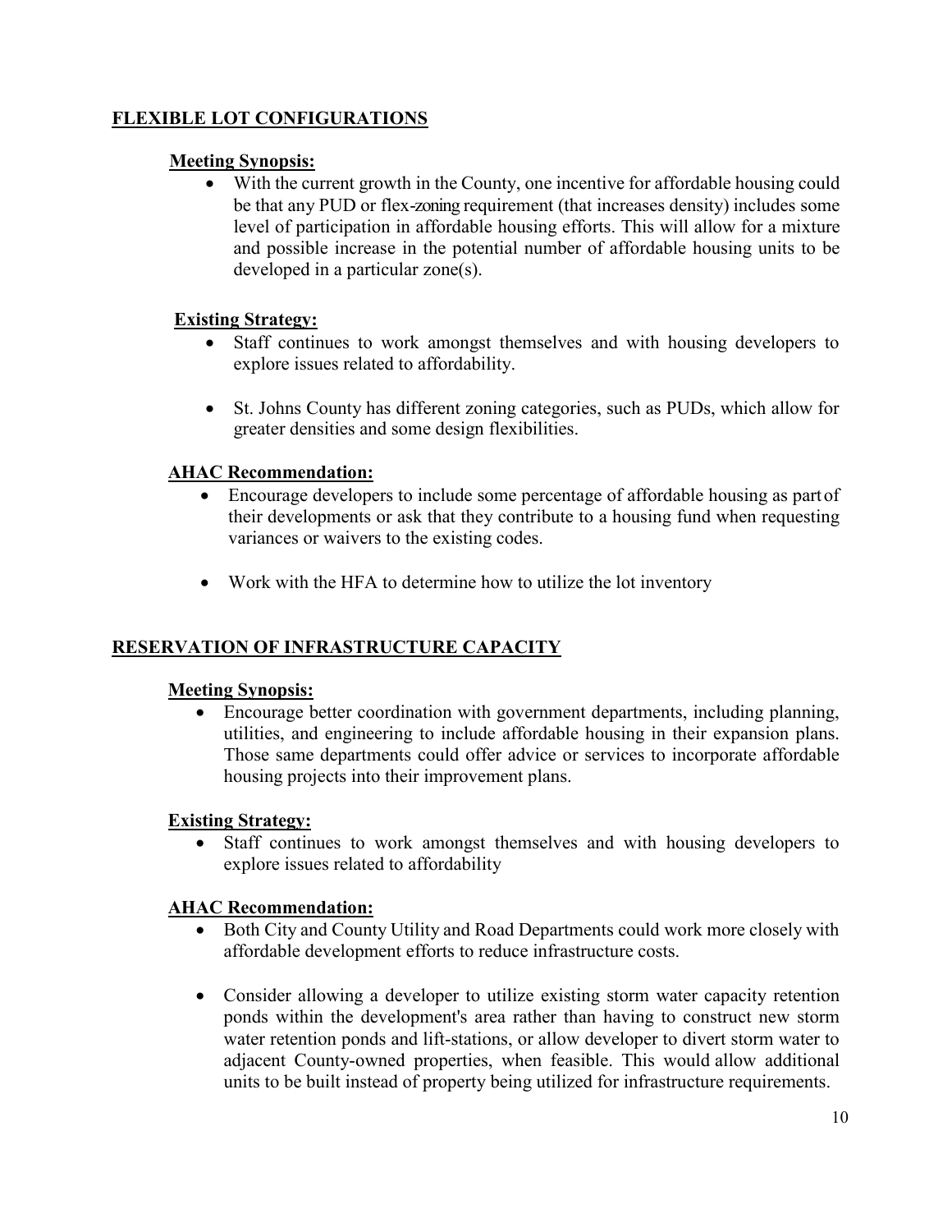## FLEXIBLE LOT CONFIGURATIONS

**Meeting Synopsis:**

- With the current growth in the County, one incentive for affordable housing could be that any PUD or flex-zoning requirement (that increases density) includes some level of participation in affordable housing efforts. This will allow for a mixture and possible increase in the potential number of affordable housing units to be developed in a particular zone(s).

**Existing Strategy:**

- Staff continues to work amongst themselves and with housing developers to explore issues related to affordability.
- St. Johns County has different zoning categories, such as PUDs, which allow for greater densities and some design flexibilities.

**AHAC Recommendation:**

- Encourage developers to include some percentage of affordable housing as part of their developments or ask that they contribute to a housing fund when requesting variances or waivers to the existing codes.
- Work with the HFA to determine how to utilize the lot inventory

## RESERVATION OF INFRASTRUCTURE CAPACITY

**Meeting Synopsis:**

- Encourage better coordination with government departments, including planning, utilities, and engineering to include affordable housing in their expansion plans. Those same departments could offer advice or services to incorporate affordable housing projects into their improvement plans.

**Existing Strategy:**

- Staff continues to work amongst themselves and with housing developers to explore issues related to affordability

**AHAC Recommendation:**

- Both City and County Utility and Road Departments could work more closely with affordable development efforts to reduce infrastructure costs.
- Consider allowing a developer to utilize existing storm water capacity retention ponds within the development's area rather than having to construct new storm water retention ponds and lift-stations, or allow developer to divert storm water to adjacent County-owned properties, when feasible. This would allow additional units to be built instead of property being utilized for infrastructure requirements.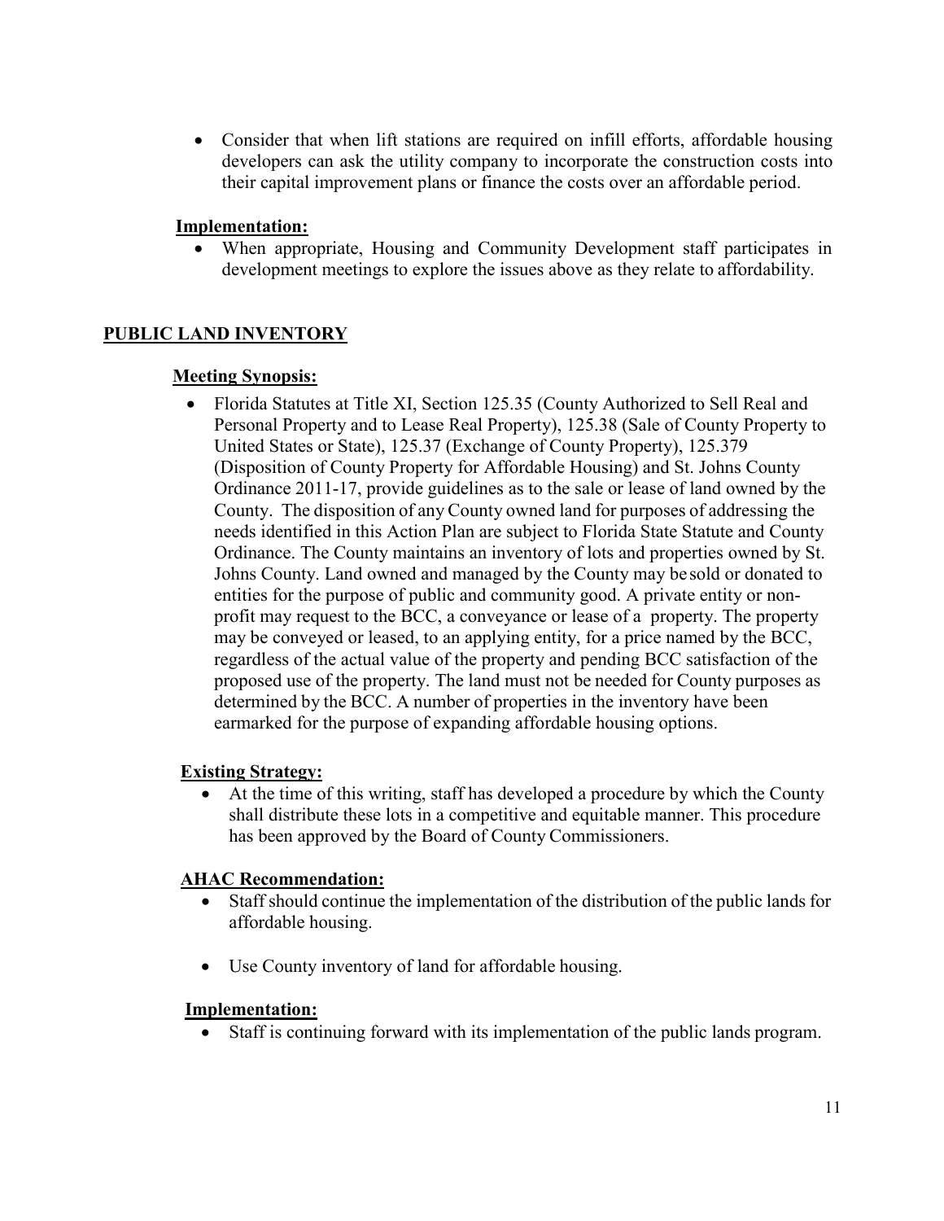- Consider that when lift stations are required on infill efforts, affordable housing developers can ask the utility company to incorporate the construction costs into their capital improvement plans or finance the costs over an affordable period.

**Implementation:**

- When appropriate, Housing and Community Development staff participates in development meetings to explore the issues above as they relate to affordability.

## PUBLIC LAND INVENTORY

**Meeting Synopsis:**

- Florida Statutes at Title XI, Section 125.35 (County Authorized to Sell Real and Personal Property and to Lease Real Property), 125.38 (Sale of County Property to United States or State), 125.37 (Exchange of County Property), 125.379 (Disposition of County Property for Affordable Housing) and St. Johns County Ordinance 2011-17, provide guidelines as to the sale or lease of land owned by the County. The disposition of any County owned land for purposes of addressing the needs identified in this Action Plan are subject to Florida State Statute and County Ordinance. The County maintains an inventory of lots and properties owned by St. Johns County. Land owned and managed by the County may be sold or donated to entities for the purpose of public and community good. A private entity or non-profit may request to the BCC, a conveyance or lease of a property. The property may be conveyed or leased, to an applying entity, for a price named by the BCC, regardless of the actual value of the property and pending BCC satisfaction of the proposed use of the property. The land must not be needed for County purposes as determined by the BCC. A number of properties in the inventory have been earmarked for the purpose of expanding affordable housing options.

**Existing Strategy:**

- At the time of this writing, staff has developed a procedure by which the County shall distribute these lots in a competitive and equitable manner. This procedure has been approved by the Board of County Commissioners.

**AHAC Recommendation:**

- Staff should continue the implementation of the distribution of the public lands for affordable housing.
- Use County inventory of land for affordable housing.

**Implementation:**

- Staff is continuing forward with its implementation of the public lands program.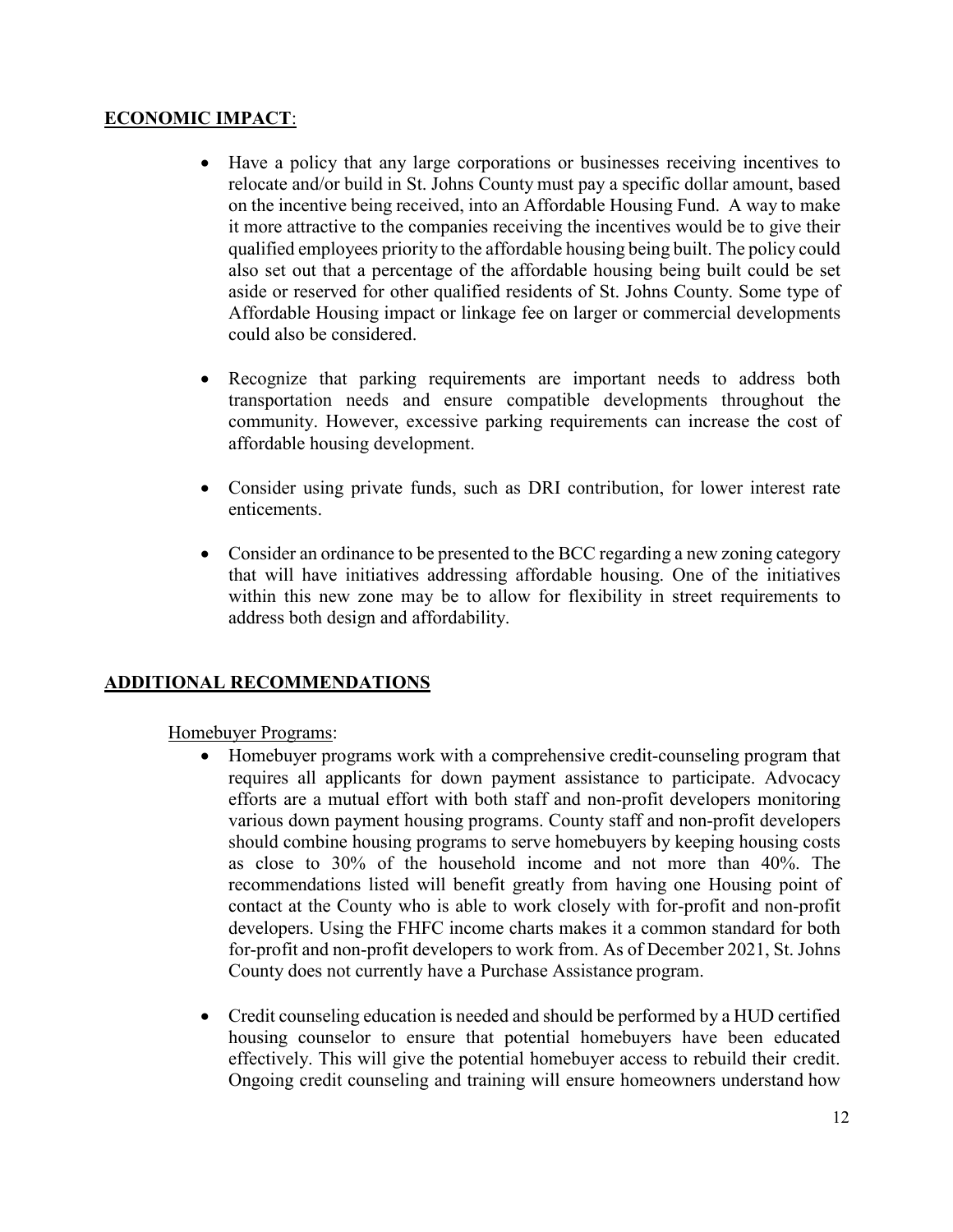## **ECONOMIC IMPACT**:

- Have a policy that any large corporations or businesses receiving incentives to relocate and/or build in St. Johns County must pay a specific dollar amount, based on the incentive being received, into an Affordable Housing Fund. A way to make it more attractive to the companies receiving the incentives would be to give their qualified employees priority to the affordable housing being built. The policy could also set out that a percentage of the affordable housing being built could be set aside or reserved for other qualified residents of St. Johns County. Some type of Affordable Housing impact or linkage fee on larger or commercial developments could also be considered.

- Recognize that parking requirements are important needs to address both transportation needs and ensure compatible developments throughout the community. However, excessive parking requirements can increase the cost of affordable housing development.

- Consider using private funds, such as DRI contribution, for lower interest rate enticements.

- Consider an ordinance to be presented to the BCC regarding a new zoning category that will have initiatives addressing affordable housing. One of the initiatives within this new zone may be to allow for flexibility in street requirements to address both design and affordability.

## **ADDITIONAL RECOMMENDATIONS**

Homebuyer Programs:

- Homebuyer programs work with a comprehensive credit-counseling program that requires all applicants for down payment assistance to participate. Advocacy efforts are a mutual effort with both staff and non-profit developers monitoring various down payment housing programs. County staff and non-profit developers should combine housing programs to serve homebuyers by keeping housing costs as close to 30% of the household income and not more than 40%. The recommendations listed will benefit greatly from having one Housing point of contact at the County who is able to work closely with for-profit and non-profit developers. Using the FHFC income charts makes it a common standard for both for-profit and non-profit developers to work from. As of December 2021, St. Johns County does not currently have a Purchase Assistance program.

- Credit counseling education is needed and should be performed by a HUD certified housing counselor to ensure that potential homebuyers have been educated effectively. This will give the potential homebuyer access to rebuild their credit. Ongoing credit counseling and training will ensure homeowners understand how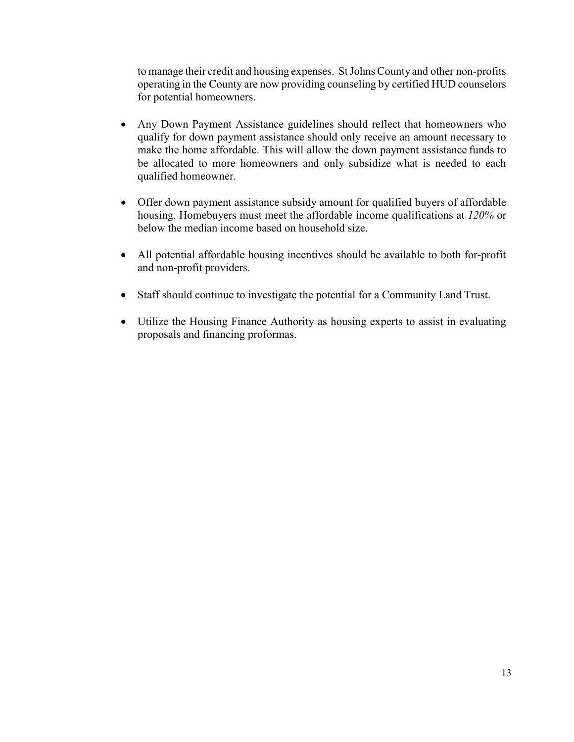to manage their credit and housing expenses. St Johns County and other non-profits operating in the County are now providing counseling by certified HUD counselors for potential homeowners.

- Any Down Payment Assistance guidelines should reflect that homeowners who qualify for down payment assistance should only receive an amount necessary to make the home affordable. This will allow the down payment assistance funds to be allocated to more homeowners and only subsidize what is needed to each qualified homeowner.

- Offer down payment assistance subsidy amount for qualified buyers of affordable housing. Homebuyers must meet the affordable income qualifications at *120%* or below the median income based on household size.

- All potential affordable housing incentives should be available to both for-profit and non-profit providers.

- Staff should continue to investigate the potential for a Community Land Trust.

- Utilize the Housing Finance Authority as housing experts to assist in evaluating proposals and financing proformas.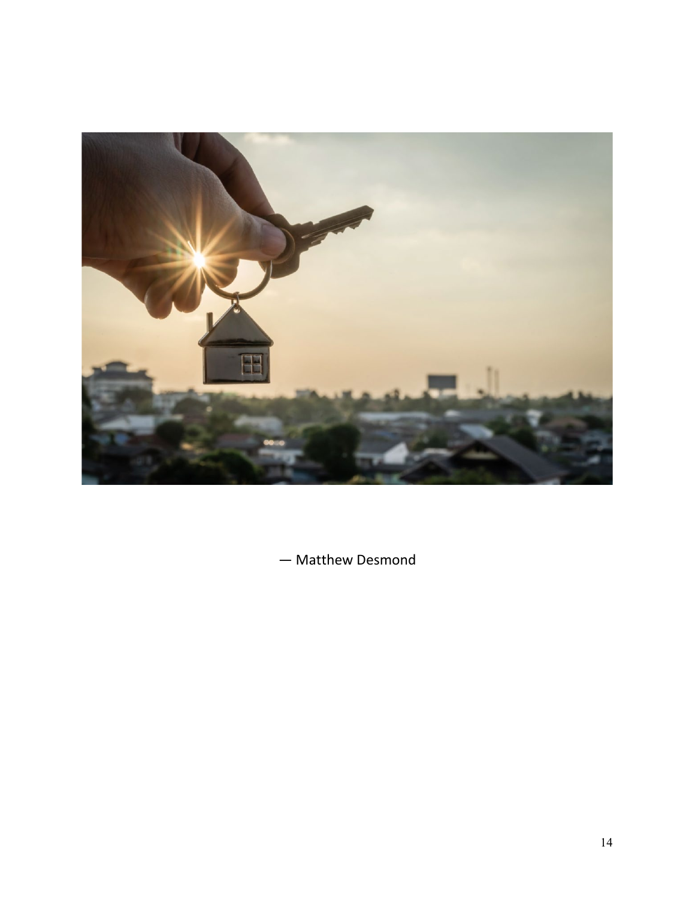— Matthew Desmond